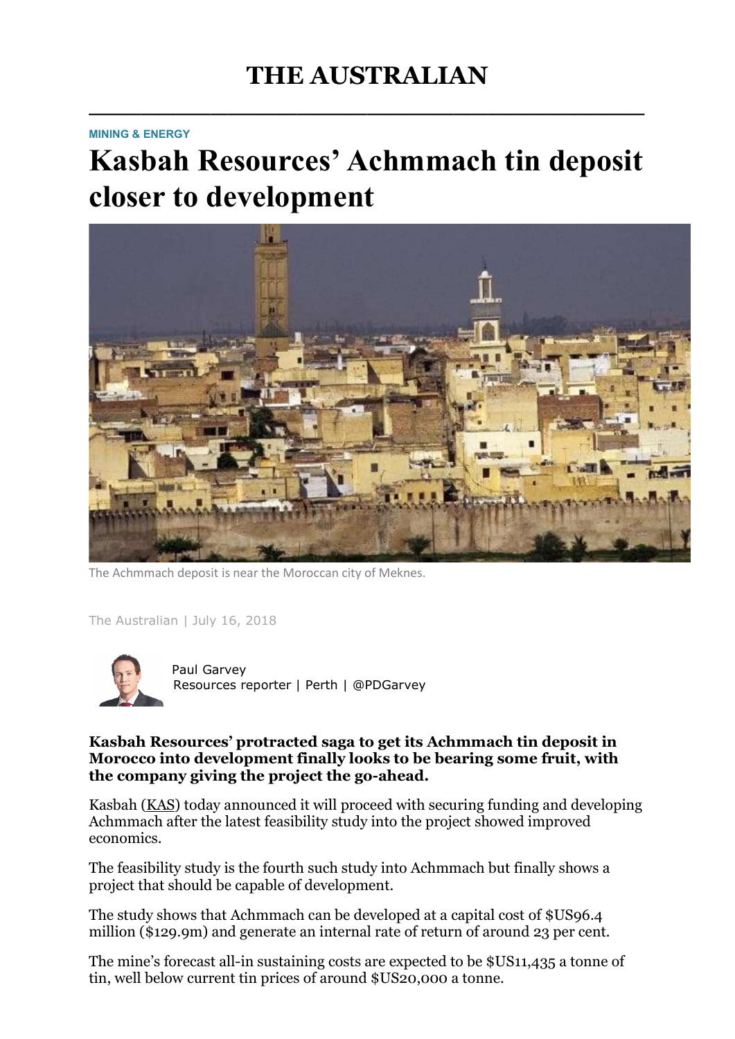# THE AUSTRALIAN

MINING & ENERGY

## Kasbah Resources' Achmmach tin deposit closer to development

The Achmmach deposit is near the Moroccan city of Meknes.

The Australian | July 16, 2018

Paul Garvey
Resources reporter | Perth | @PDGarvey

**Kasbah Resources' protracted saga to get its Achmmach tin deposit in Morocco into development finally looks to be bearing some fruit, with the company giving the project the go-ahead.**

Kasbah (KAS) today announced it will proceed with securing funding and developing Achmmach after the latest feasibility study into the project showed improved economics.

The feasibility study is the fourth such study into Achmmach but finally shows a project that should be capable of development.

The study shows that Achmmach can be developed at a capital cost of $US96.4 million ($129.9m) and generate an internal rate of return of around 23 per cent.

The mine's forecast all-in sustaining costs are expected to be $US11,435 a tonne of tin, well below current tin prices of around $US20,000 a tonne.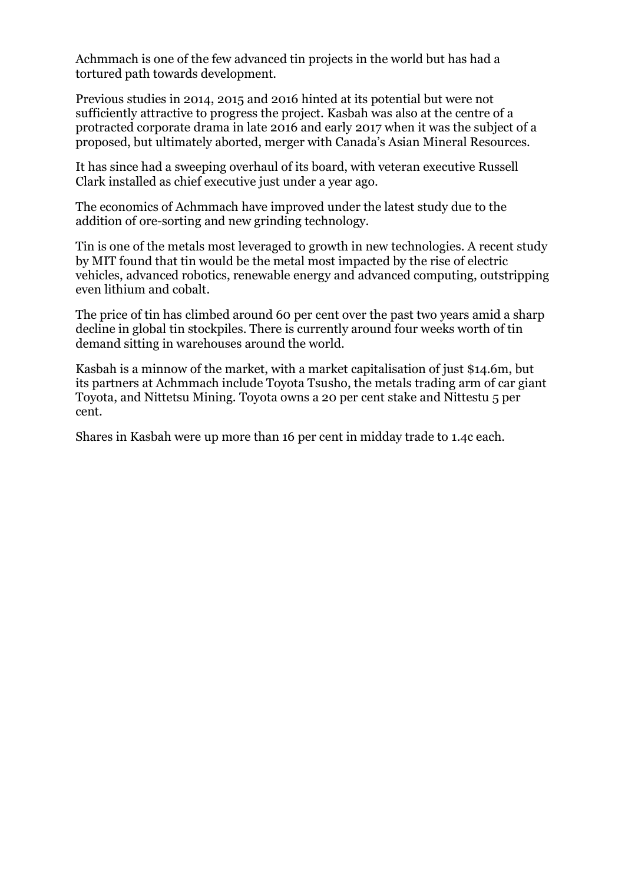Achmmach is one of the few advanced tin projects in the world but has had a tortured path towards development.

Previous studies in 2014, 2015 and 2016 hinted at its potential but were not sufficiently attractive to progress the project. Kasbah was also at the centre of a protracted corporate drama in late 2016 and early 2017 when it was the subject of a proposed, but ultimately aborted, merger with Canada's Asian Mineral Resources.

It has since had a sweeping overhaul of its board, with veteran executive Russell Clark installed as chief executive just under a year ago.

The economics of Achmmach have improved under the latest study due to the addition of ore-sorting and new grinding technology.

Tin is one of the metals most leveraged to growth in new technologies. A recent study by MIT found that tin would be the metal most impacted by the rise of electric vehicles, advanced robotics, renewable energy and advanced computing, outstripping even lithium and cobalt.

The price of tin has climbed around 60 per cent over the past two years amid a sharp decline in global tin stockpiles. There is currently around four weeks worth of tin demand sitting in warehouses around the world.

Kasbah is a minnow of the market, with a market capitalisation of just $14.6m, but its partners at Achmmach include Toyota Tsusho, the metals trading arm of car giant Toyota, and Nittetsu Mining. Toyota owns a 20 per cent stake and Nittestu 5 per cent.

Shares in Kasbah were up more than 16 per cent in midday trade to 1.4c each.